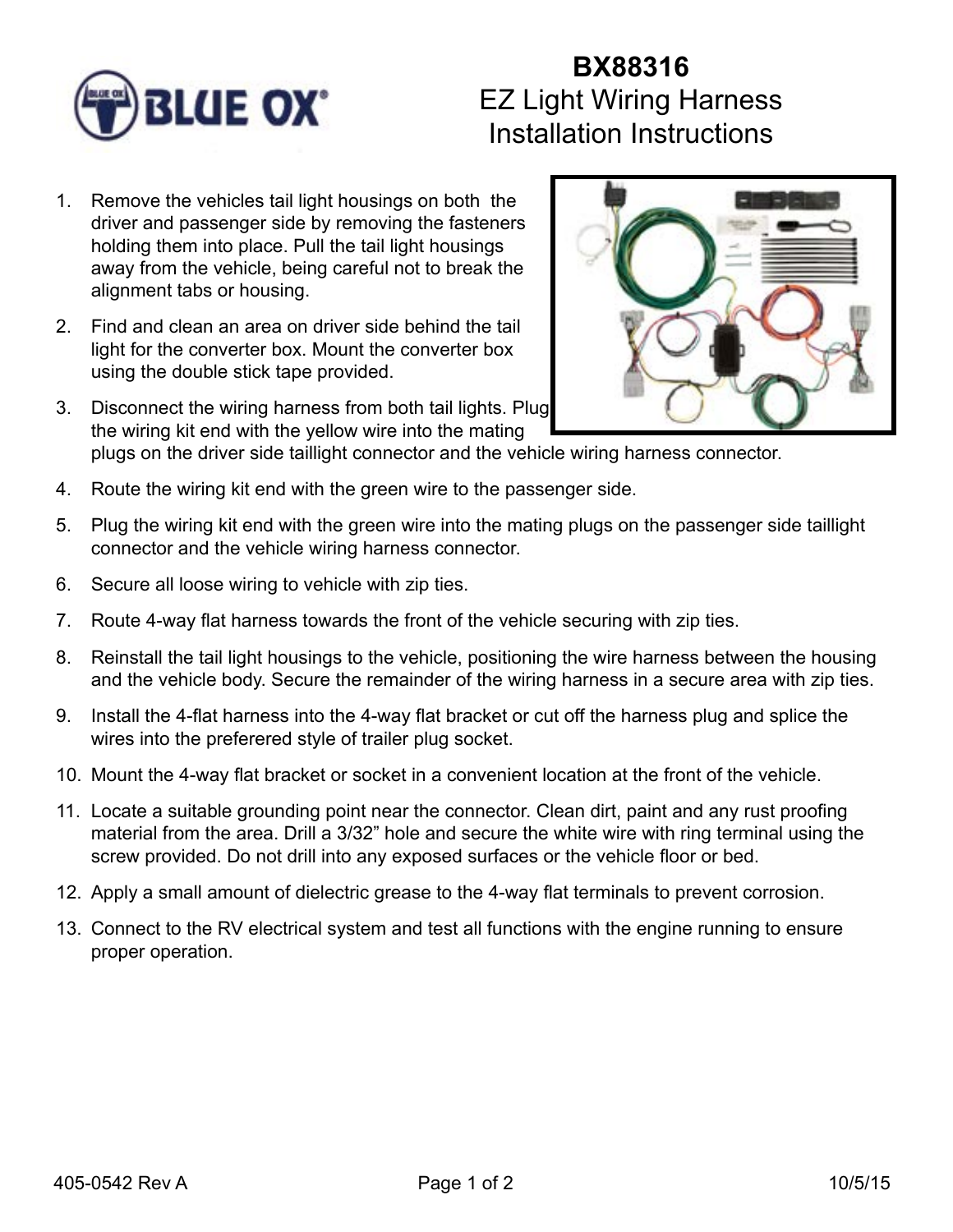# BX88316

## EZ Light Wiring Harness Installation Instructions

1. Remove the vehicles tail light housings on both the driver and passenger side by removing the fasteners holding them into place. Pull the tail light housings away from the vehicle, being careful not to break the alignment tabs or housing.
2. Find and clean an area on driver side behind the tail light for the converter box. Mount the converter box using the double stick tape provided.
3. Disconnect the wiring harness from both tail lights. Plug the wiring kit end with the yellow wire into the mating plugs on the driver side taillight connector and the vehicle wiring harness connector.
4. Route the wiring kit end with the green wire to the passenger side.
5. Plug the wiring kit end with the green wire into the mating plugs on the passenger side taillight connector and the vehicle wiring harness connector.
6. Secure all loose wiring to vehicle with zip ties.
7. Route 4-way flat harness towards the front of the vehicle securing with zip ties.
8. Reinstall the tail light housings to the vehicle, positioning the wire harness between the housing and the vehicle body. Secure the remainder of the wiring harness in a secure area with zip ties.
9. Install the 4-flat harness into the 4-way flat bracket or cut off the harness plug and splice the wires into the preferered style of trailer plug socket.
10. Mount the 4-way flat bracket or socket in a convenient location at the front of the vehicle.
11. Locate a suitable grounding point near the connector. Clean dirt, paint and any rust proofing material from the area. Drill a 3/32" hole and secure the white wire with ring terminal using the screw provided. Do not drill into any exposed surfaces or the vehicle floor or bed.
12. Apply a small amount of dielectric grease to the 4-way flat terminals to prevent corrosion.
13. Connect to the RV electrical system and test all functions with the engine running to ensure proper operation.

405-0542 Rev A 10/5/15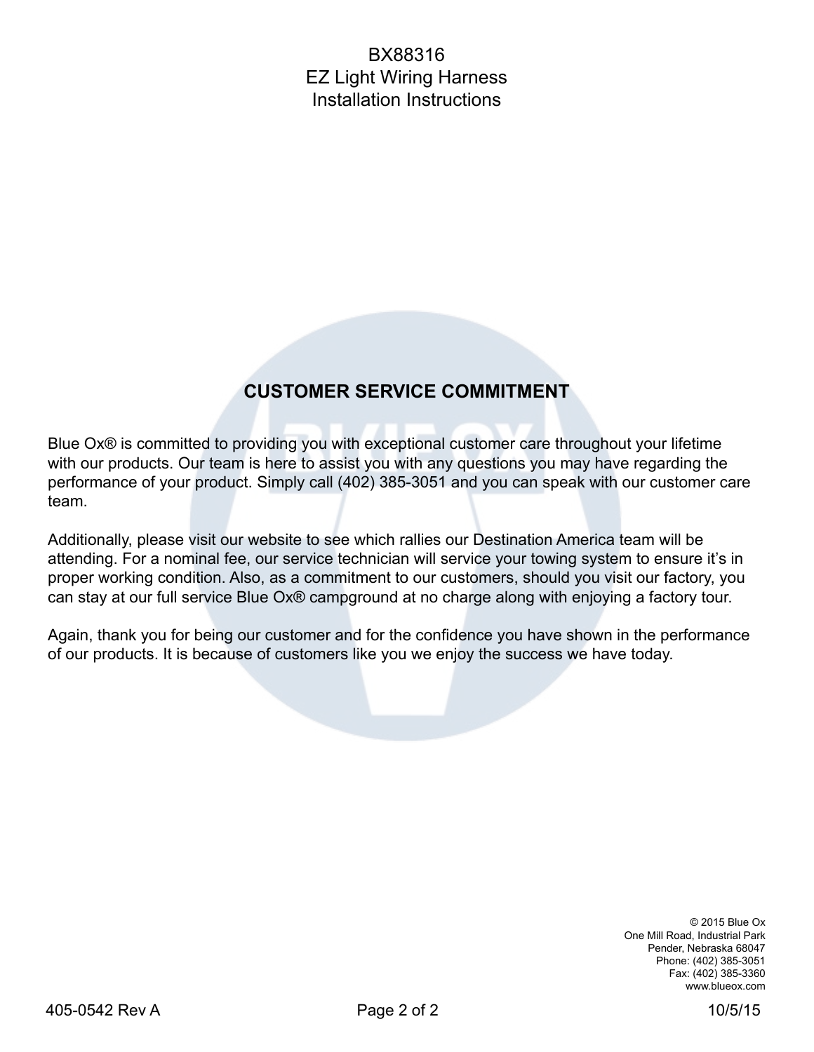# CUSTOMER SERVICE COMMITMENT

Blue Ox® is committed to providing you with exceptional customer care throughout your lifetime with our products. Our team is here to assist you with any questions you may have regarding the performance of your product. Simply call (402) 385-3051 and you can speak with our customer care team.

Additionally, please visit our website to see which rallies our Destination America team will be attending. For a nominal fee, our service technician will service your towing system to ensure it's in proper working condition. Also, as a commitment to our customers, should you visit our factory, you can stay at our full service Blue Ox® campground at no charge along with enjoying a factory tour.

Again, thank you for being our customer and for the confidence you have shown in the performance of our products. It is because of customers like you we enjoy the success we have today.

© 2015 Blue Ox
One Mill Road, Industrial Park
Pender, Nebraska 68047
Phone: (402) 385-3051
Fax: (402) 385-3360
www.blueox.com